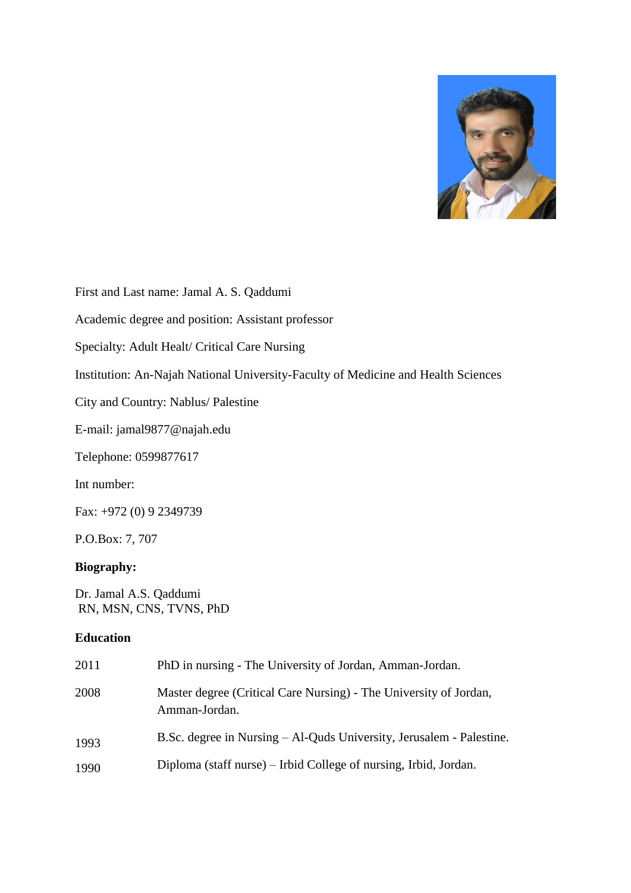First and Last name: Jamal A. S. Qaddumi

Academic degree and position: Assistant professor

Specialty: Adult Healt/ Critical Care Nursing

Institution: An-Najah National University-Faculty of Medicine and Health Sciences

City and Country: Nablus/ Palestine

E-mail: jamal9877@najah.edu

Telephone: 0599877617

Int number:

Fax: +972 (0) 9 2349739

P.O.Box: 7, 707

**Biography:**

Dr. Jamal A.S. Qaddumi
RN, MSN, CNS, TVNS, PhD

**Education**

| | |
|---|---|
| 2011 | PhD in nursing - The University of Jordan, Amman-Jordan. |
| 2008 | Master degree (Critical Care Nursing) - The University of Jordan, Amman-Jordan. |
| 1993 | B.Sc. degree in Nursing – Al-Quds University, Jerusalem - Palestine. |
| 1990 | Diploma (staff nurse) – Irbid College of nursing, Irbid, Jordan. |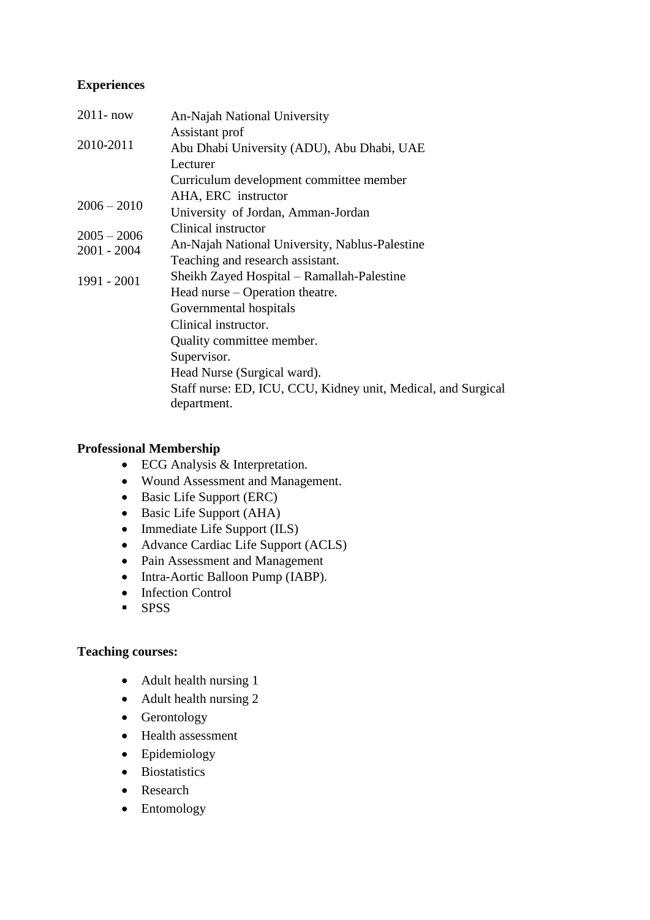**Experiences**

| | |
|---|---|
| 2011- now | An-Najah National University<br>Assistant prof |
| 2010-2011 | Abu Dhabi University (ADU), Abu Dhabi, UAE<br>Lecturer<br>Curriculum development committee member<br>AHA, ERC instructor |
| 2006 – 2010 | University of Jordan, Amman-Jordan<br>Clinical instructor |
| 2005 – 2006 | An-Najah National University, Nablus-Palestine |
| 2001 - 2004 | Teaching and research assistant.<br>Sheikh Zayed Hospital – Ramallah-Palestine |
| 1991 - 2001 | Head nurse – Operation theatre.<br>Governmental hospitals<br>Clinical instructor.<br>Quality committee member.<br>Supervisor.<br>Head Nurse (Surgical ward).<br>Staff nurse: ED, ICU, CCU, Kidney unit, Medical, and Surgical department. |

**Professional Membership**

- ECG Analysis & Interpretation.
- Wound Assessment and Management.
- Basic Life Support (ERC)
- Basic Life Support (AHA)
- Immediate Life Support (ILS)
- Advance Cardiac Life Support (ACLS)
- Pain Assessment and Management
- Intra-Aortic Balloon Pump (IABP).
- Infection Control
- SPSS

**Teaching courses:**

- Adult health nursing 1
- Adult health nursing 2
- Gerontology
- Health assessment
- Epidemiology
- Biostatistics
- Research
- Entomology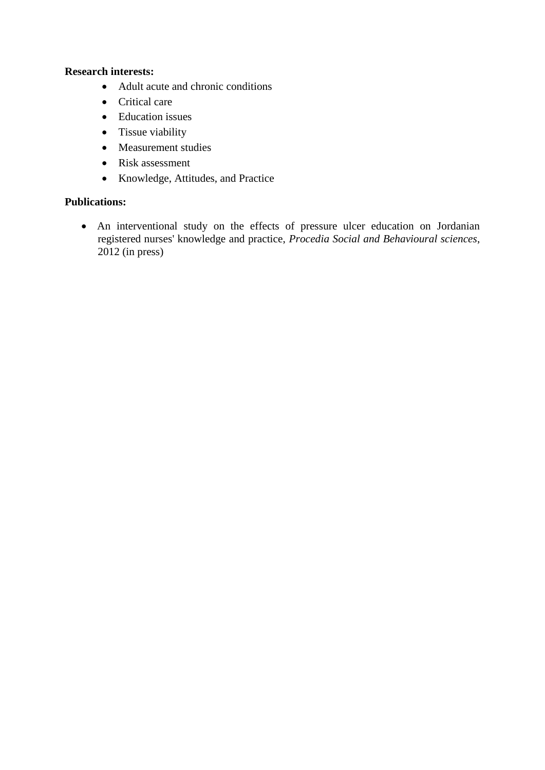**Research interests:**

- Adult acute and chronic conditions
- Critical care
- Education issues
- Tissue viability
- Measurement studies
- Risk assessment
- Knowledge, Attitudes, and Practice

**Publications:**

- An interventional study on the effects of pressure ulcer education on Jordanian registered nurses' knowledge and practice, *Procedia Social and Behavioural sciences*, 2012 (in press)